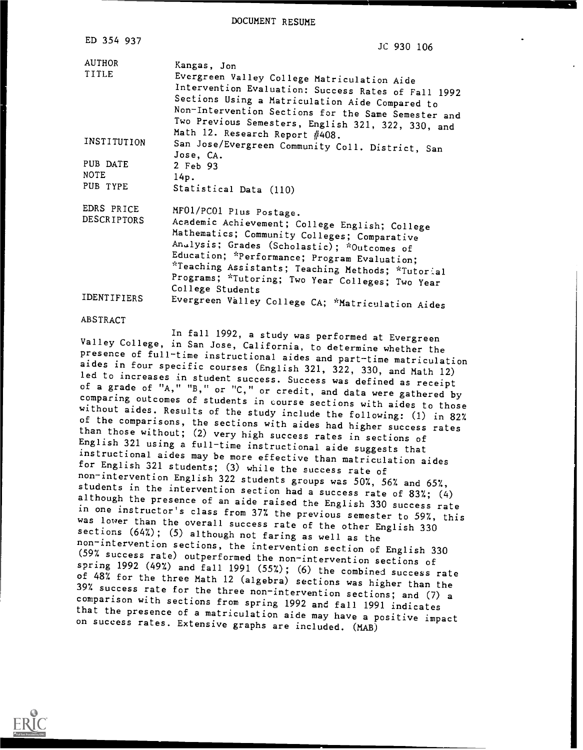# DOCUMENT RESUME

ED 354 937 JC 930 106

AUTHOR Kangas, Jon

TITLE Evergreen Valley College Matriculation Aide Intervention Evaluation: Success Rates of Fall 1992 Sections Using a Matriculation Aide Compared to Non-Intervention Sections for the Same Semester and Two Previous Semesters, English 321, 322, 330, and Math 12. Research Report #408.

INSTITUTION San Jose/Evergreen Community Coll. District, San Jose, CA.

PUB DATE 2 Feb 93

NOTE 14p.

PUB TYPE Statistical Data (110)

EDRS PRICE MF01/PC01 Plus Postage.

DESCRIPTORS Academic Achievement; College English; College Mathematics; Community Colleges; Comparative Analysis; Grades (Scholastic); *Outcomes of Education; *Performance; Program Evaluation; *Teaching Assistants; Teaching Methods; *Tutorial Programs; *Tutoring; Two Year Colleges; Two Year College Students

IDENTIFIERS Evergreen Valley College CA; *Matriculation Aides

## ABSTRACT

In fall 1992, a study was performed at Evergreen Valley College, in San Jose, California, to determine whether the presence of full-time instructional aides and part-time matriculation aides in four specific courses (English 321, 322, 330, and Math 12) led to increases in student success. Success was defined as receipt of a grade of "A," "B," or "C," or credit, and data were gathered by comparing outcomes of students in course sections with aides to those without aides. Results of the study include the following: (1) in 82% of the comparisons, the sections with aides had higher success rates than those without; (2) very high success rates in sections of English 321 using a full-time instructional aide suggests that instructional aides may be more effective than matriculation aides for English 321 students; (3) while the success rate of non-intervention English 322 students groups was 50%, 56% and 65%, students in the intervention section had a success rate of 83%; (4) although the presence of an aide raised the English 330 success rate in one instructor's class from 37% the previous semester to 59%, this was lower than the overall success rate of the other English 330 sections (64%); (5) although not faring as well as the non-intervention sections, the intervention section of English 330 (59% success rate) outperformed the non-intervention sections of spring 1992 (49%) and fall 1991 (55%); (6) the combined success rate of 48% for the three Math 12 (algebra) sections was higher than the 39% success rate for the three non-intervention sections; and (7) a comparison with sections from spring 1992 and fall 1991 indicates that the presence of a matriculation aide may have a positive impact on success rates. Extensive graphs are included. (MAB)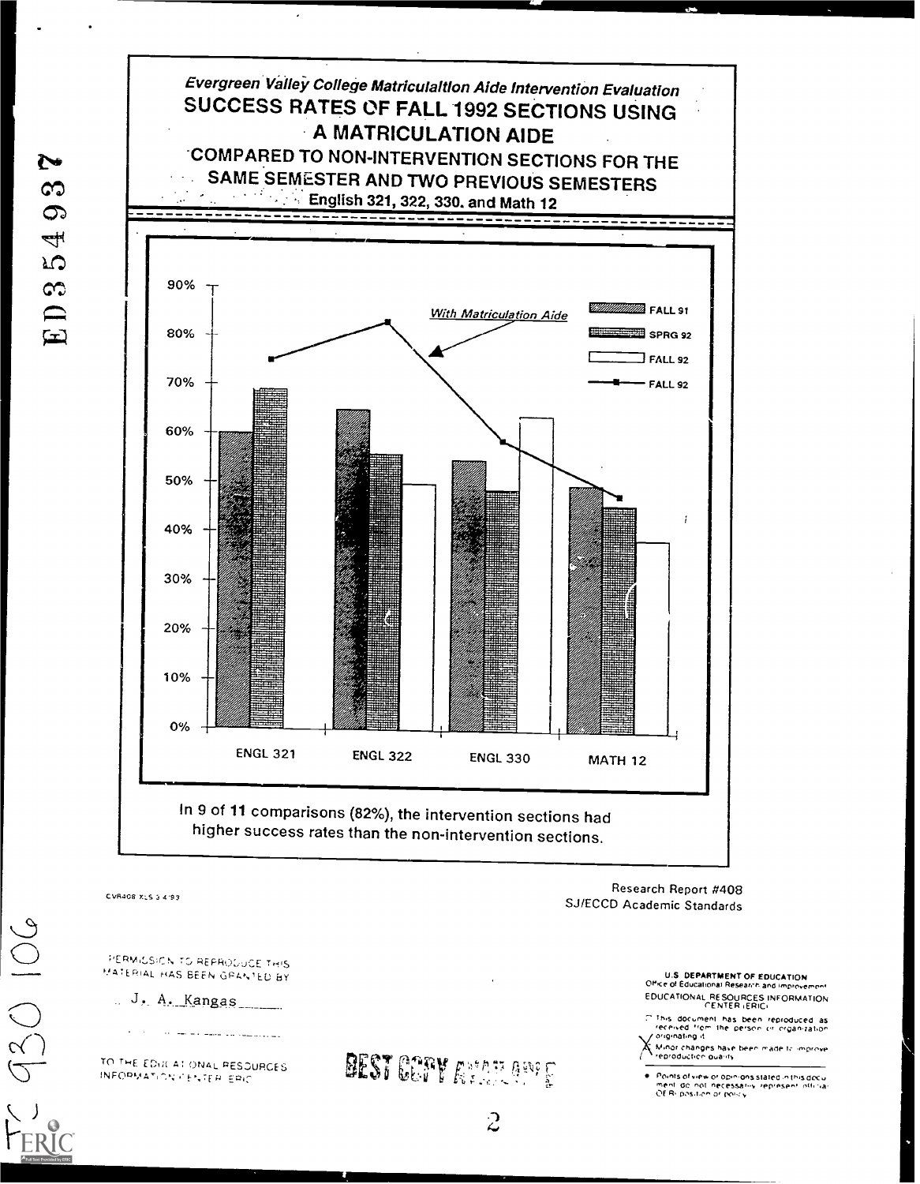*Evergreen Valley College Matriculation Aide Intervention Evaluation*

## SUCCESS RATES OF FALL 1992 SECTIONS USING A MATRICULATION AIDE

### COMPARED TO NON-INTERVENTION SECTIONS FOR THE SAME SEMESTER AND TWO PREVIOUS SEMESTERS

**English 321, 322, 330, and Math 12**

In 9 of 11 comparisons (82%), the intervention sections had higher success rates than the non-intervention sections.

CVR408 XLS 3 4 93

Research Report #408
SJ/ECCD Academic Standards

PERMISSION TO REPRODUCE THIS MATERIAL HAS BEEN GRANTED BY

J. A. Kangas

TO THE EDUCATIONAL RESOURCES INFORMATION CENTER (ERIC)

U.S. DEPARTMENT OF EDUCATION
Office of Educational Research and Improvement
EDUCATIONAL RESOURCES INFORMATION CENTER (ERIC)

- This document has been reproduced as received from the person or organization originating it.
- Minor changes have been made to improve reproduction quality.
- Points of view or opinions stated in this document do not necessarily represent official OERI position or policy.

BEST COPY AVAILABLE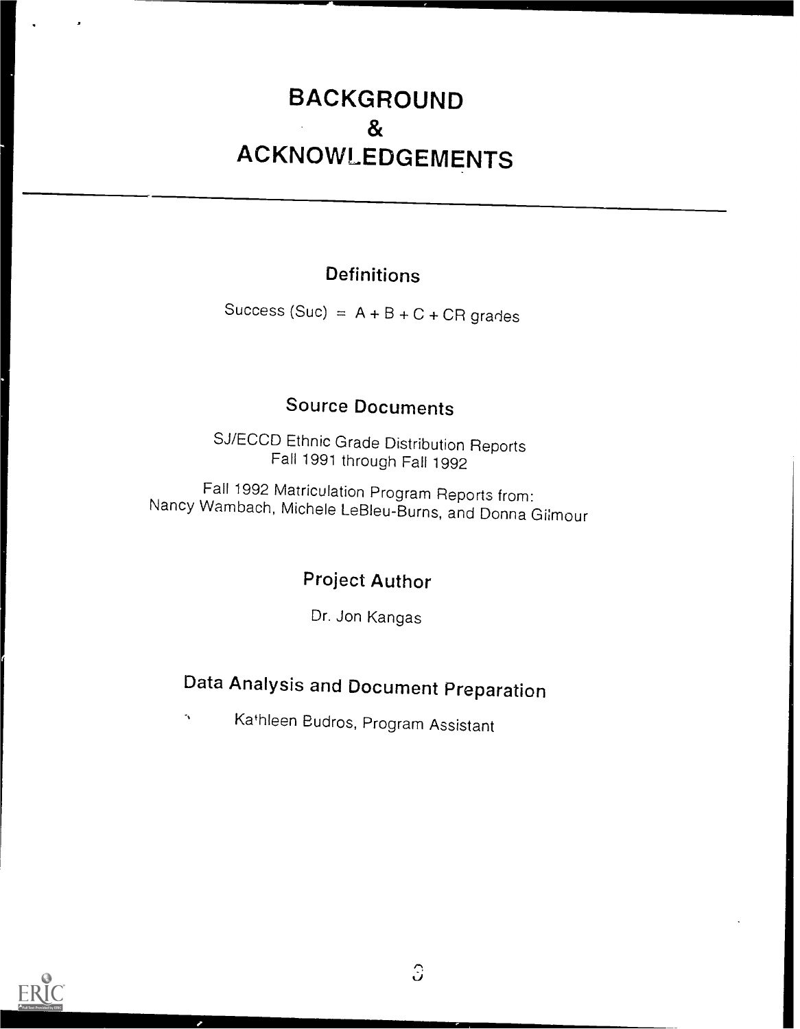# BACKGROUND & ACKNOWLEDGEMENTS

## Definitions

Success (Suc) = A + B + C + CR grades

## Source Documents

SJ/ECCD Ethnic Grade Distribution Reports
Fall 1991 through Fall 1992

Fall 1992 Matriculation Program Reports from:
Nancy Wambach, Michele LeBleu-Burns, and Donna Gilmour

## Project Author

Dr. Jon Kangas

## Data Analysis and Document Preparation

Kathleen Budros, Program Assistant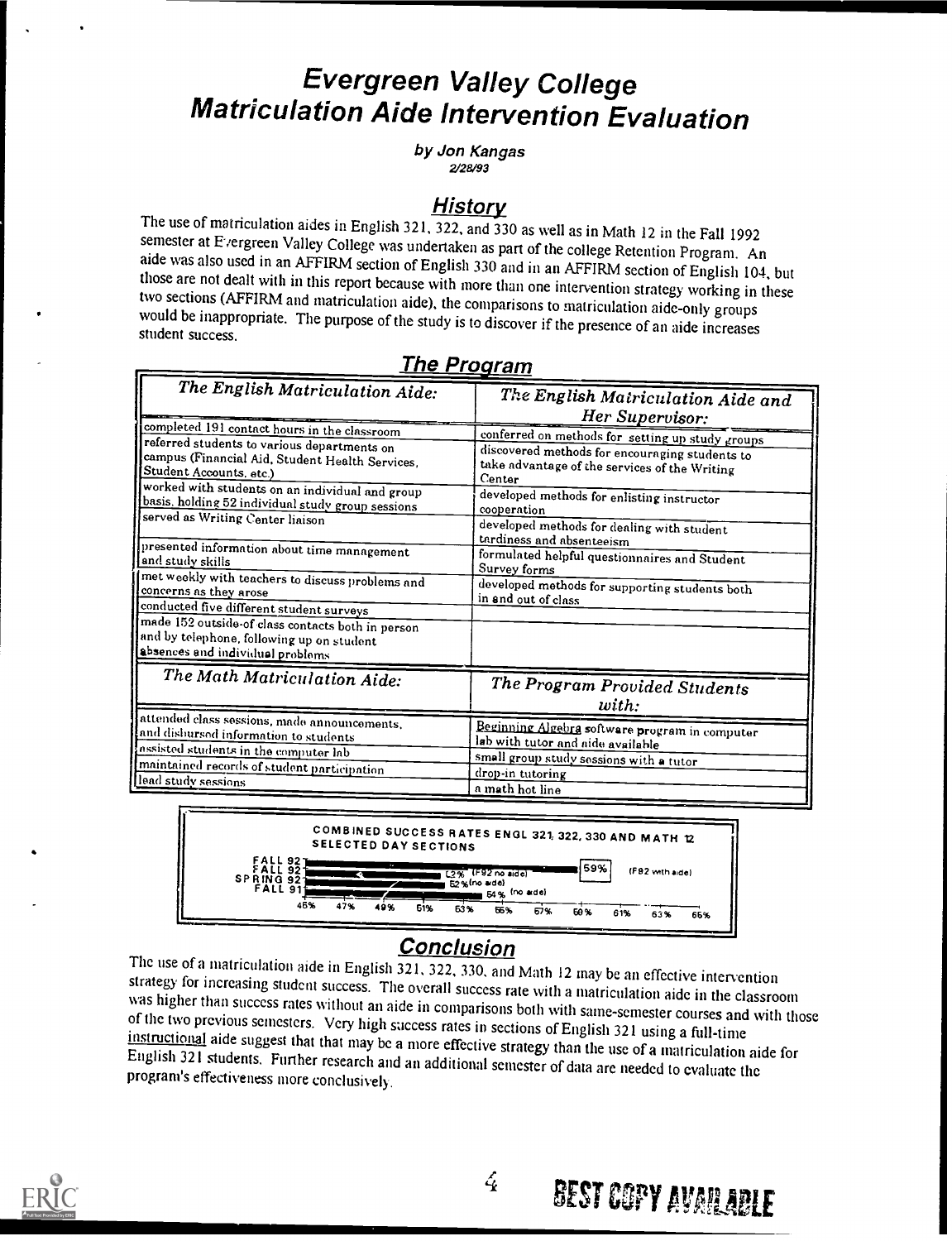# Evergreen Valley College Matriculation Aide Intervention Evaluation

*by Jon Kangas*
*2/28/93*

## History

The use of matriculation aides in English 321, 322, and 330 as well as in Math 12 in the Fall 1992 semester at Evergreen Valley College was undertaken as part of the college Retention Program. An aide was also used in an AFFIRM section of English 330 and in an AFFIRM section of English 104, but those are not dealt with in this report because with more than one intervention strategy working in these two sections (AFFIRM and matriculation aide), the comparisons to matriculation aide-only groups would be inappropriate. The purpose of the study is to discover if the presence of an aide increases student success.

## The Program

| *The English Matriculation Aide:* | *The English Matriculation Aide and Her Supervisor:* |
|---|---|
| completed 191 contact hours in the classroom | conferred on methods for setting up study groups |
| referred students to various departments on campus (Financial Aid, Student Health Services, Student Accounts, etc.) | discovered methods for encouraging students to take advantage of the services of the Writing Center |
| worked with students on an individual and group basis, holding 52 individual study group sessions | developed methods for enlisting instructor cooperation |
| served as Writing Center liaison | developed methods for dealing with student tardiness and absenteeism |
| presented information about time management and study skills | formulated helpful questionnaires and Student Survey forms |
| met weekly with teachers to discuss problems and concerns as they arose | developed methods for supporting students both in and out of class |
| conducted five different student surveys | |
| made 152 outside-of class contacts both in person and by telephone, following up on student absences and individual problems | |
| *The Math Matriculation Aide:* | *The Program Provided Students with:* |
| attended class sessions, made announcements, and disbursed information to students | Beginning Algebra software program in computer lab with tutor and aide available |
| assisted students in the computer lab | small group study sessions with a tutor |
| maintained records of student participation | drop-in tutoring |
| lead study sessions | a math hot line |

**COMBINED SUCCESS RATES ENGL 321, 322, 330 AND MATH 12 SELECTED DAY SECTIONS**

| Semester | Success Rate |
|---|---|
| FALL 92 (F92 with aide) | 59% |
| FALL 92 (F92 no aide) | 52% |
| SPRING 92 (no aide) | 52% |
| FALL 91 (no aide) | 54% |

## Conclusion

The use of a matriculation aide in English 321, 322, 330, and Math 12 may be an effective intervention strategy for increasing student success. The overall success rate with a matriculation aide in the classroom was higher than success rates without an aide in comparisons both with same-semester courses and with those of the two previous semesters. Very high success rates in sections of English 321 using a full-time instructional aide suggest that that may be a more effective strategy than the use of a matriculation aide for English 321 students. Further research and an additional semester of data are needed to evaluate the program's effectiveness more conclusively.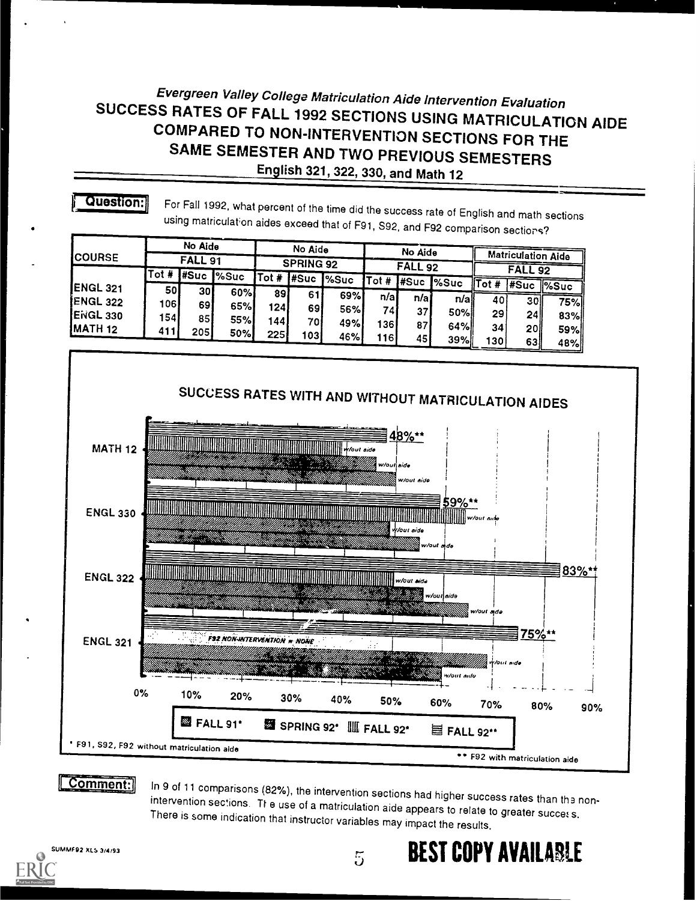*Evergreen Valley College Matriculation Aide Intervention Evaluation*

# SUCCESS RATES OF FALL 1992 SECTIONS USING MATRICULATION AIDE COMPARED TO NON-INTERVENTION SECTIONS FOR THE SAME SEMESTER AND TWO PREVIOUS SEMESTERS

## English 321, 322, 330, and Math 12

**Question:** For Fall 1992, what percent of the time did the success rate of English and math sections using matriculation aides exceed that of F91, S92, and F92 comparison sections?

| COURSE | No Aide FALL 91 | | | No Aide SPRING 92 | | | No Aide FALL 92 | | | Matriculation Aide FALL 92 | | |
|---|---|---|---|---|---|---|---|---|---|---|---|---|
| | Tot # | #Suc | %Suc | Tot # | #Suc | %Suc | Tot # | #Suc | %Suc | Tot # | #Suc | %Suc |
| ENGL 321 | 50 | 30 | 60% | 89 | 61 | 69% | n/a | n/a | n/a | 40 | 30 | 75% |
| ENGL 322 | 106 | 69 | 65% | 124 | 69 | 56% | 74 | 37 | 50% | 29 | 24 | 83% |
| ENGL 330 | 154 | 85 | 55% | 144 | 70 | 49% | 136 | 87 | 64% | 34 | 20 | 59% |
| MATH 12 | 411 | 205 | 50% | 225 | 103 | 46% | 116 | 45 | 39% | 130 | 63 | 48% |

### SUCCESS RATES WITH AND WITHOUT MATRICULATION AIDES

| Course | FALL 91* | SPRING 92* | FALL 92* | FALL 92** |
|---|---|---|---|---|
| MATH 12 | w/out aide | w/out aide | w/out aide | 48%** |
| ENGL 330 | w/out aide | w/out aide | w/out aide | 59%** |
| ENGL 322 | w/out aide | w/out aide | w/out aide | 83%** |
| ENGL 321 | w/out aide | w/out aide | F92 NON-INTERVENTION = NONE | 75%** |

\* F91, S92, F92 without matriculation aide

\*\* F92 with matriculation aide

**Comment:** In 9 of 11 comparisons (82%), the intervention sections had higher success rates than the non-intervention sections. The use of a matriculation aide appears to relate to greater success. There is some indication that instructor variables may impact the results.

SUMMF92 XLS 3/4/93

**BEST COPY AVAILABLE**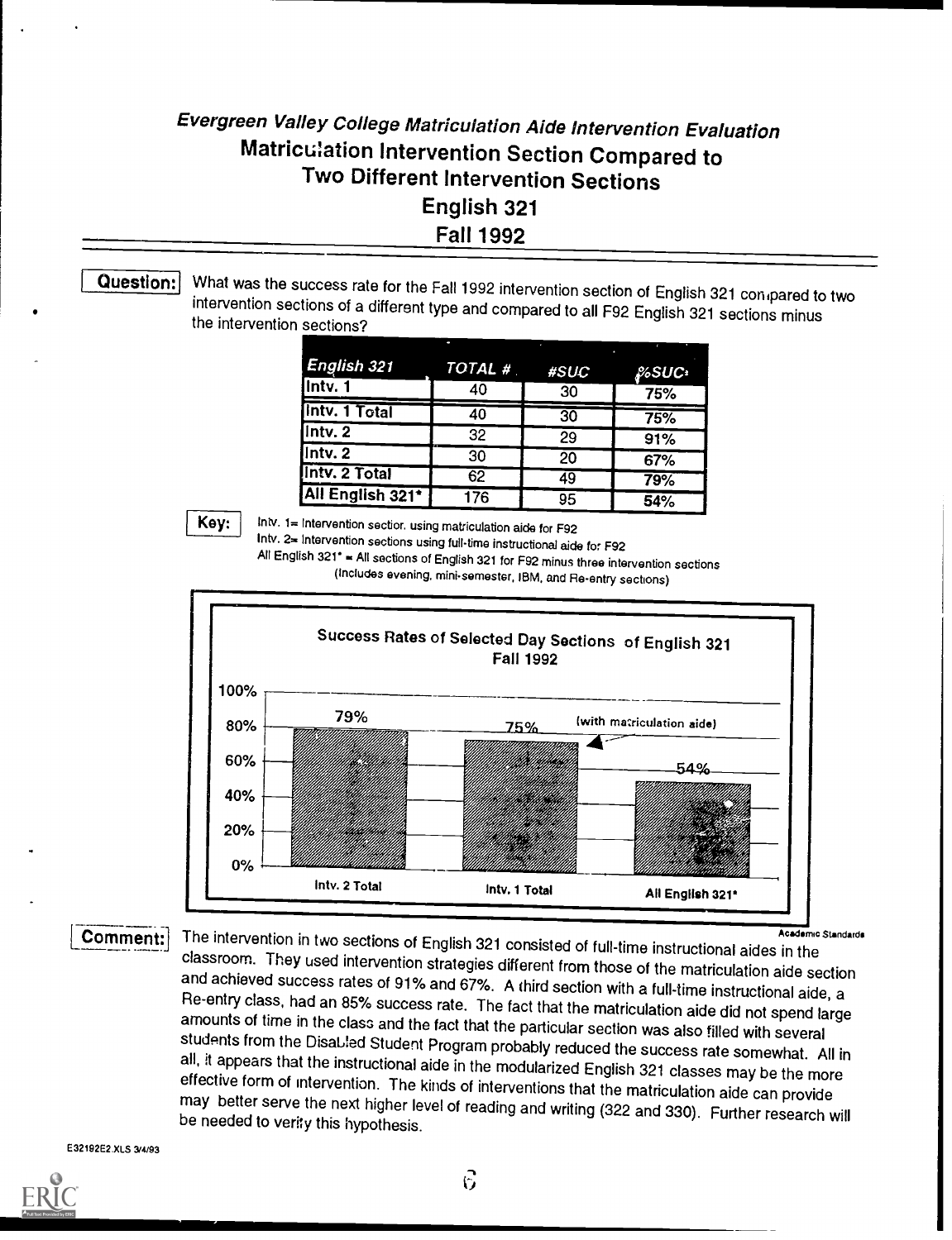# Evergreen Valley College Matriculation Aide Intervention Evaluation

## Matriculation Intervention Section Compared to Two Different Intervention Sections

## English 321

## Fall 1992

**Question:** What was the success rate for the Fall 1992 intervention section of English 321 compared to two intervention sections of a different type and compared to all F92 English 321 sections minus the intervention sections?

| English 321 | TOTAL # | #SUC | %SUC |
|---|---|---|---|
| Intv. 1 | 40 | 30 | 75% |
| Intv. 1 Total | 40 | 30 | 75% |
| Intv. 2 | 32 | 29 | 91% |
| Intv. 2 | 30 | 20 | 67% |
| Intv. 2 Total | 62 | 49 | 79% |
| All English 321* | 176 | 95 | 54% |

**Key:** Intv. 1= Intervention section using matriculation aide for F92

Intv. 2= Intervention sections using full-time instructional aide for F92

All English 321* = All sections of English 321 for F92 minus three intervention sections (Includes evening, mini-semester, IBM, and Re-entry sections)

**Success Rates of Selected Day Sections of English 321 Fall 1992**

| | Intv. 2 Total | Intv. 1 Total (with matriculation aide) | All English 321* |
|---|---|---|---|
| Success rate | 79% | 75% | 54% |

Academic Standards

**Comment:** The intervention in two sections of English 321 consisted of full-time instructional aides in the classroom. They used intervention strategies different from those of the matriculation aide section and achieved success rates of 91% and 67%. A third section with a full-time instructional aide, a Re-entry class, had an 85% success rate. The fact that the matriculation aide did not spend large amounts of time in the class and the fact that the particular section was also filled with several students from the Disabled Student Program probably reduced the success rate somewhat. All in all, it appears that the instructional aide in the modularized English 321 classes may be the more effective form of intervention. The kinds of interventions that the matriculation aide can provide may better serve the next higher level of reading and writing (322 and 330). Further research will be needed to verify this hypothesis.

E32192E2.XLS 3/4/93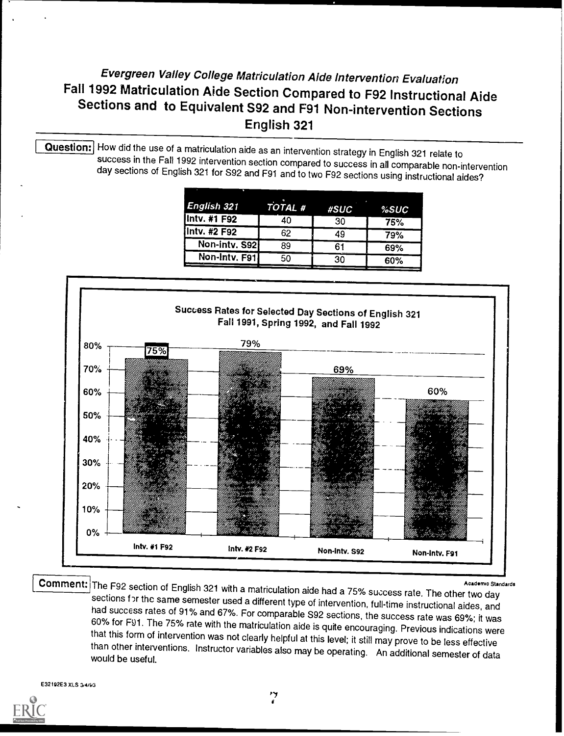# *Evergreen Valley College Matriculation Aide Intervention Evaluation*

## Fall 1992 Matriculation Aide Section Compared to F92 Instructional Aide Sections and to Equivalent S92 and F91 Non-intervention Sections

## English 321

**Question:** How did the use of a matriculation aide as an intervention strategy in English 321 relate to success in the Fall 1992 intervention section compared to success in all comparable non-intervention day sections of English 321 for S92 and F91 and to two F92 sections using instructional aides?

| *English 321* | *TOTAL #* | *#SUC* | *%SUC* |
|---|---|---|---|
| Intv. #1 F92 | 40 | 30 | 75% |
| Intv. #2 F92 | 62 | 49 | 79% |
| Non-intv. S92 | 89 | 61 | 69% |
| Non-Intv. F91 | 50 | 30 | 60% |

**Success Rates for Selected Day Sections of English 321**
**Fall 1991, Spring 1992, and Fall 1992**

| Section | Success Rate |
|---|---|
| Intv. #1 F92 | 75% |
| Intv. #2 F92 | 79% |
| Non-intv. S92 | 69% |
| Non-Intv. F91 | 60% |

Academic Standards

**Comment:** The F92 section of English 321 with a matriculation aide had a 75% success rate. The other two day sections for the same semester used a different type of intervention, full-time instructional aides, and had success rates of 91% and 67%. For comparable S92 sections, the success rate was 69%; it was 60% for F91. The 75% rate with the matriculation aide is quite encouraging. Previous indications were that this form of intervention was not clearly helpful at this level; it still may prove to be less effective than other interventions. Instructor variables also may be operating. An additional semester of data would be useful.

E32192E3 XLS 3/4/93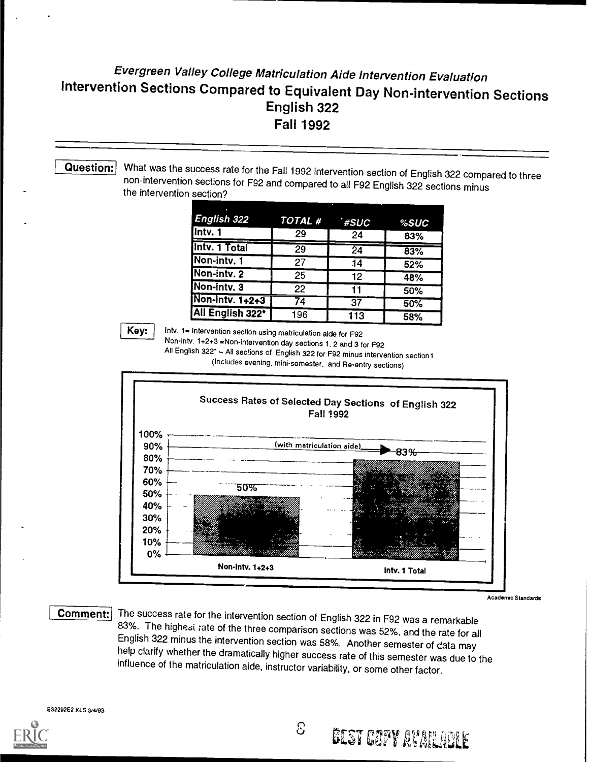# *Evergreen Valley College Matriculation Aide Intervention Evaluation*

## Intervention Sections Compared to Equivalent Day Non-intervention Sections

## English 322

## Fall 1992

**Question:** What was the success rate for the Fall 1992 intervention section of English 322 compared to three non-intervention sections for F92 and compared to all F92 English 322 sections minus the intervention section?

| *English 322* | *TOTAL #* | *#SUC* | *%SUC* |
|---|---|---|---|
| Intv. 1 | 29 | 24 | 83% |
| Intv. 1 Total | 29 | 24 | 83% |
| Non-intv. 1 | 27 | 14 | 52% |
| Non-intv. 2 | 25 | 12 | 48% |
| Non-intv. 3 | 22 | 11 | 50% |
| Non-Intv. 1+2+3 | 74 | 37 | 50% |
| All English 322* | 196 | 113 | 58% |

**Key:** Intv. 1= Intervention section using matriculation aide for F92
Non-intv. 1+2+3 =Non-intervention day sections 1, 2 and 3 for F92
All English 322* – All sections of English 322 for F92 minus intervention section1
(Includes evening, mini-semester, and Re-entry sections)

**Success Rates of Selected Day Sections of English 322**
**Fall 1992**

| | Success Rate |
|---|---|
| Non-Intv. 1+2+3 | 50% |
| Intv. 1 Total (with matriculation aide) | 83% |

Academic Standards

**Comment:** The success rate for the intervention section of English 322 in F92 was a remarkable 83%. The highest rate of the three comparison sections was 52%, and the rate for all English 322 minus the intervention section was 58%. Another semester of data may help clarify whether the dramatically higher success rate of this semester was due to the influence of the matriculation aide, instructor variability, or some other factor.

E32292E2.XLS 3/4/93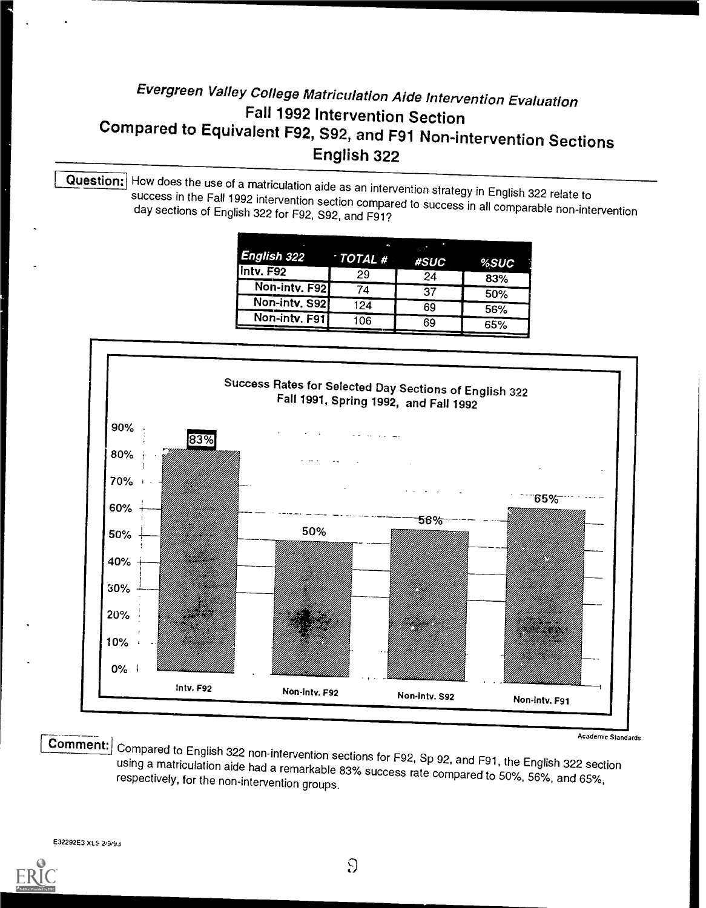# *Evergreen Valley College Matriculation Aide Intervention Evaluation*

## Fall 1992 Intervention Section
## Compared to Equivalent F92, S92, and F91 Non-intervention Sections
## English 322

**Question:** How does the use of a matriculation aide as an intervention strategy in English 322 relate to success in the Fall 1992 intervention section compared to success in all comparable non-intervention day sections of English 322 for F92, S92, and F91?

| *English 322* | *TOTAL #* | *#SUC* | *%SUC* |
|---|---|---|---|
| Intv. F92 | 29 | 24 | 83% |
| Non-intv. F92 | 74 | 37 | 50% |
| Non-intv. S92 | 124 | 69 | 56% |
| Non-intv. F91 | 106 | 69 | 65% |

Success Rates for Selected Day Sections of English 322
Fall 1991, Spring 1992, and Fall 1992

| Section | Success Rate |
|---|---|
| Intv. F92 | 83% |
| Non-Intv. F92 | 50% |
| Non-Intv. S92 | 56% |
| Non-Intv. F91 | 65% |

Academic Standards

**Comment:** Compared to English 322 non-intervention sections for F92, Sp 92, and F91, the English 322 section using a matriculation aide had a remarkable 83% success rate compared to 50%, 56%, and 65%, respectively, for the non-intervention groups.

E32292E3.XLS 2/9/93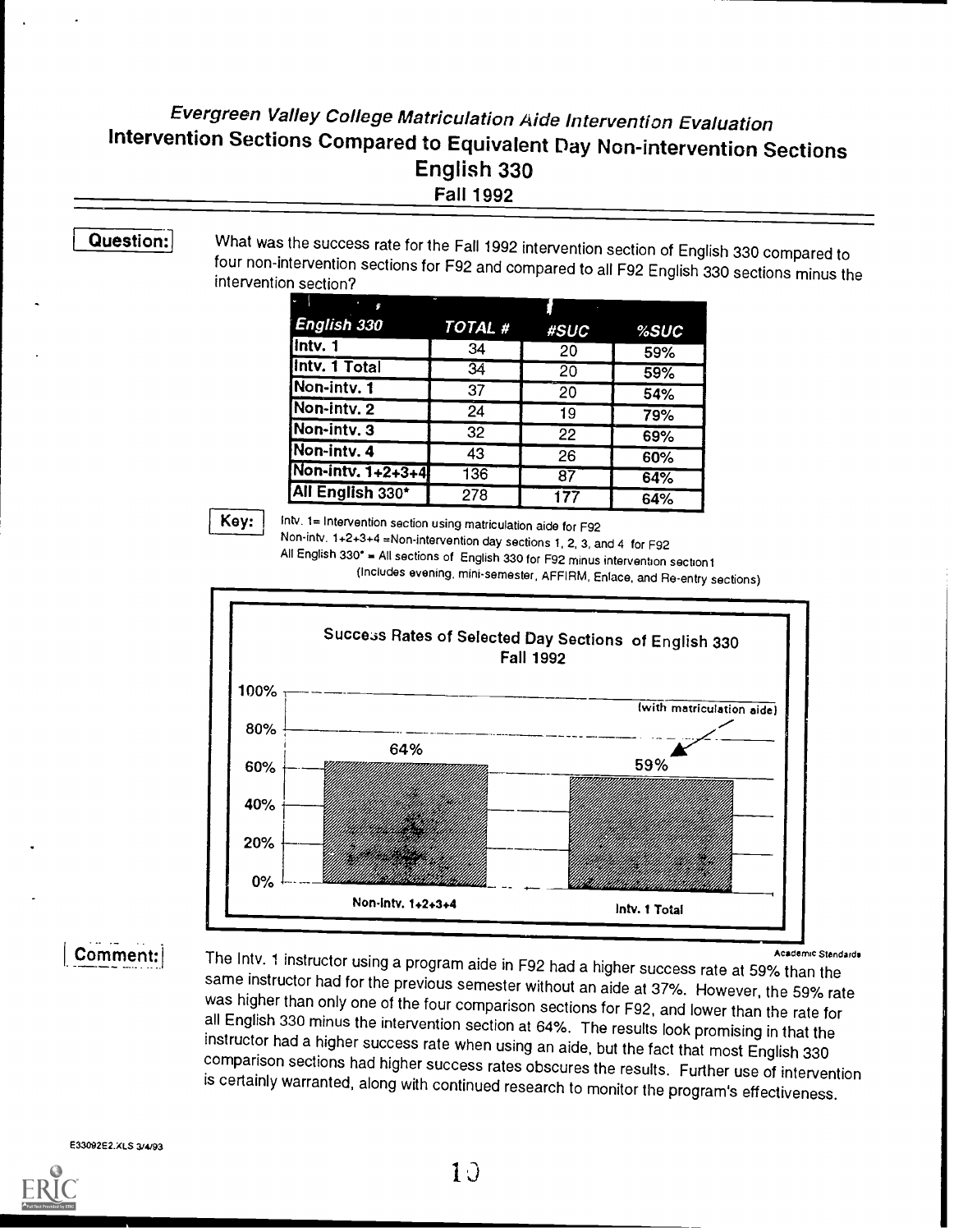*Evergreen Valley College Matriculation Aide Intervention Evaluation*

# Intervention Sections Compared to Equivalent Day Non-intervention Sections

## English 330

### Fall 1992

**Question:** What was the success rate for the Fall 1992 intervention section of English 330 compared to four non-intervention sections for F92 and compared to all F92 English 330 sections minus the intervention section?

| English 330 | TOTAL # | #SUC | %SUC |
|---|---|---|---|
| Intv. 1 | 34 | 20 | 59% |
| Intv. 1 Total | 34 | 20 | 59% |
| Non-intv. 1 | 37 | 20 | 54% |
| Non-intv. 2 | 24 | 19 | 79% |
| Non-intv. 3 | 32 | 22 | 69% |
| Non-intv. 4 | 43 | 26 | 60% |
| Non-intv. 1+2+3+4 | 136 | 87 | 64% |
| All English 330* | 278 | 177 | 64% |

**Key:** Intv. 1= Intervention section using matriculation aide for F92
Non-intv. 1+2+3+4 =Non-intervention day sections 1, 2, 3, and 4 for F92
All English 330* = All sections of English 330 for F92 minus intervention section1
(Includes evening, mini-semester, AFFIRM, Enlace, and Re-entry sections)

Success Rates of Selected Day Sections of English 330
Fall 1992

| | Non-Intv. 1+2+3+4 | Intv. 1 Total (with matriculation aide) |
|---|---|---|
| Success rate | 64% | 59% |

Academic Standards

**Comment:** The Intv. 1 instructor using a program aide in F92 had a higher success rate at 59% than the same instructor had for the previous semester without an aide at 37%. However, the 59% rate was higher than only one of the four comparison sections for F92, and lower than the rate for all English 330 minus the intervention section at 64%. The results look promising in that the instructor had a higher success rate when using an aide, but the fact that most English 330 comparison sections had higher success rates obscures the results. Further use of intervention is certainly warranted, along with continued research to monitor the program's effectiveness.

E33092E2.XLS 3/4/93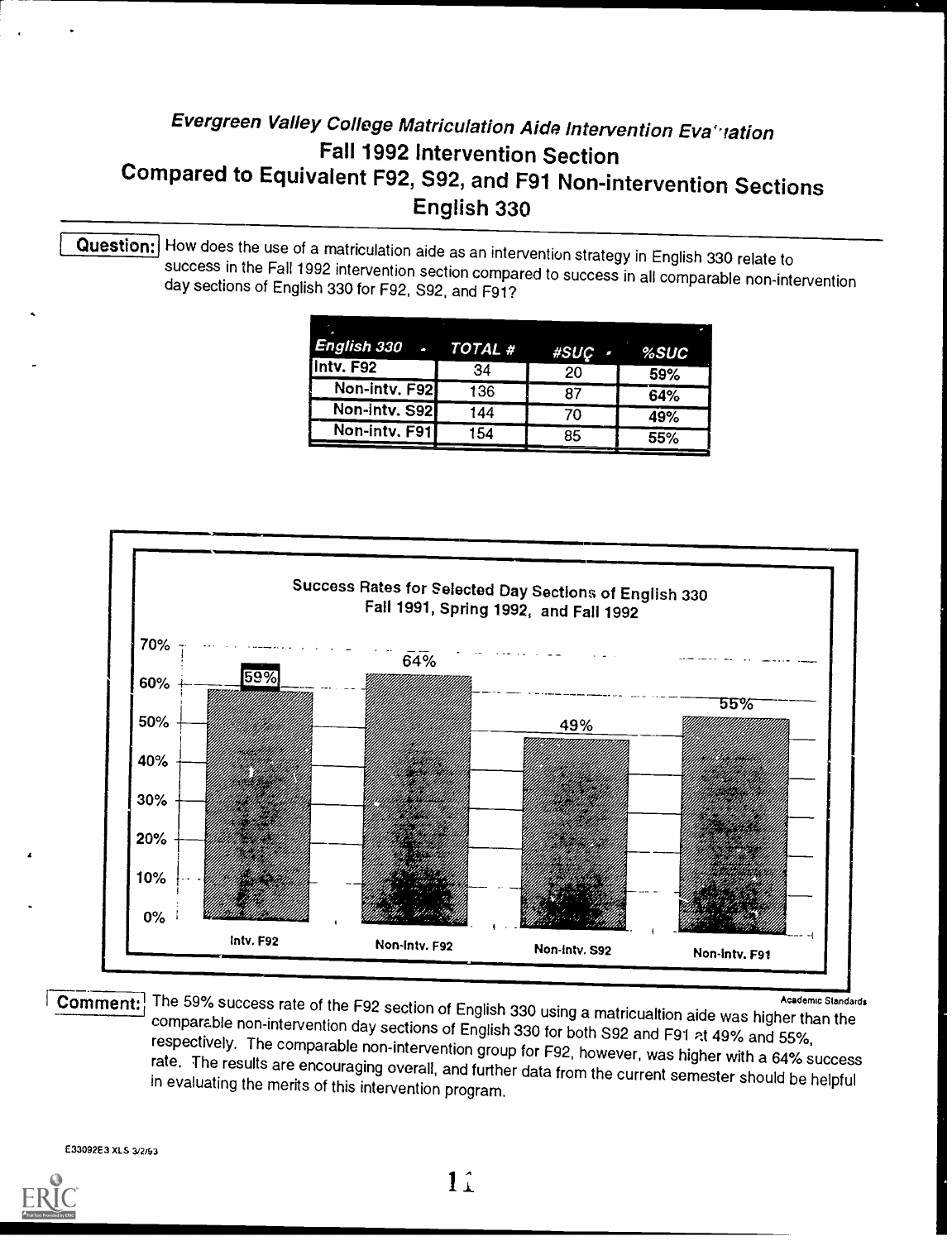# *Evergreen Valley College Matriculation Aide Intervention Evaluation*

## Fall 1992 Intervention Section

## Compared to Equivalent F92, S92, and F91 Non-intervention Sections

## English 330

**Question:** How does the use of a matriculation aide as an intervention strategy in English 330 relate to success in the Fall 1992 intervention section compared to success in all comparable non-intervention day sections of English 330 for F92, S92, and F91?

| *English 330* | *TOTAL #* | *#SUC* | *%SUC* |
|---|---|---|---|
| Intv. F92 | 34 | 20 | 59% |
| Non-intv. F92 | 136 | 87 | 64% |
| Non-intv. S92 | 144 | 70 | 49% |
| Non-intv. F91 | 154 | 85 | 55% |

**Success Rates for Selected Day Sections of English 330**
**Fall 1991, Spring 1992, and Fall 1992**

| | Intv. F92 | Non-Intv. F92 | Non-Intv. S92 | Non-Intv. F91 |
|---|---|---|---|---|
| Success Rate | 59% | 64% | 49% | 55% |

Academic Standards

**Comment:** The 59% success rate of the F92 section of English 330 using a matricualtion aide was higher than the comparable non-intervention day sections of English 330 for both S92 and F91 at 49% and 55%, respectively. The comparable non-intervention group for F92, however, was higher with a 64% success rate. The results are encouraging overall, and further data from the current semester should be helpful in evaluating the merits of this intervention program.

E33092E3 XLS 3/2/93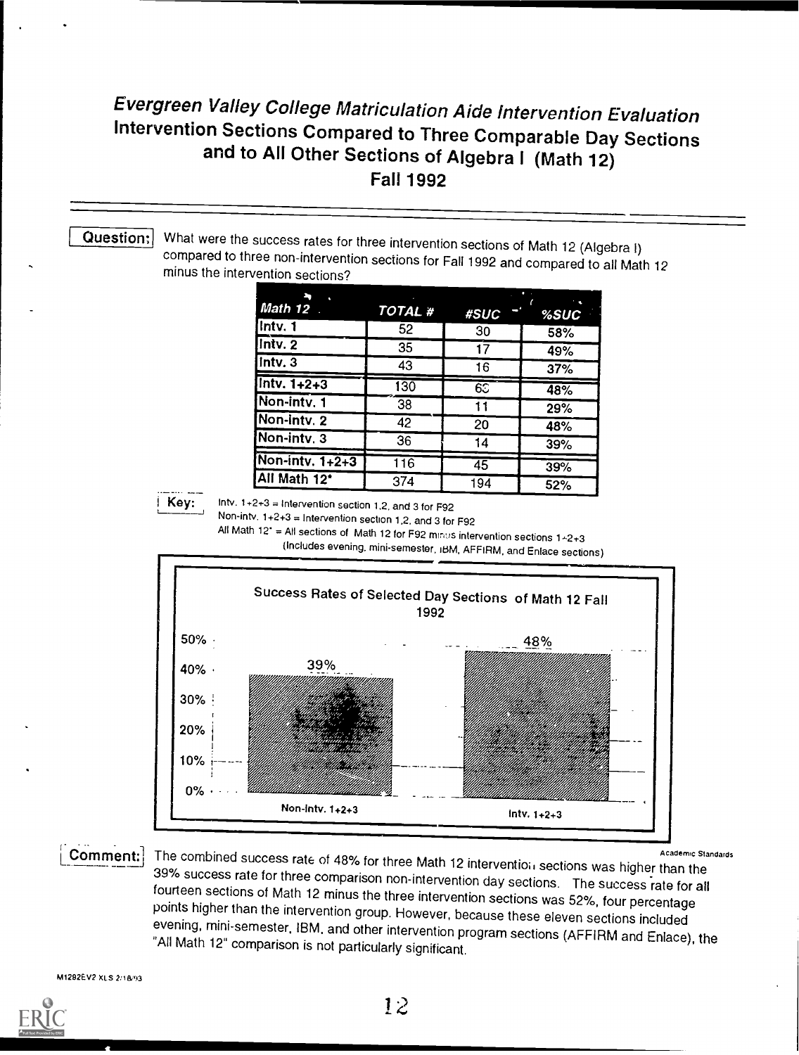# Evergreen Valley College Matriculation Aide Intervention Evaluation

## Intervention Sections Compared to Three Comparable Day Sections and to All Other Sections of Algebra I (Math 12)

## Fall 1992

**Question:** What were the success rates for three intervention sections of Math 12 (Algebra I) compared to three non-intervention sections for Fall 1992 and compared to all Math 12 minus the intervention sections?

| Math 12 | TOTAL # | #SUC | %SUC |
|---|---|---|---|
| Intv. 1 | 52 | 30 | 58% |
| Intv. 2 | 35 | 17 | 49% |
| Intv. 3 | 43 | 16 | 37% |
| Intv. 1+2+3 | 130 | 63 | 48% |
| Non-intv. 1 | 38 | 11 | 29% |
| Non-intv. 2 | 42 | 20 | 48% |
| Non-intv. 3 | 36 | 14 | 39% |
| Non-intv. 1+2+3 | 116 | 45 | 39% |
| All Math 12* | 374 | 194 | 52% |

**Key:** Intv. 1+2+3 = Intervention section 1,2, and 3 for F92
Non-intv. 1+2+3 = Intervention section 1,2, and 3 for F92
All Math 12* = All sections of Math 12 for F92 minus intervention sections 1+2+3
(Includes evening, mini-semester, IBM, AFFIRM, and Enlace sections)

**Success Rates of Selected Day Sections of Math 12 Fall 1992**

| | Non-intv. 1+2+3 | Intv. 1+2+3 |
|---|---|---|
| Success rate | 39% | 48% |

**Comment:** The combined success rate of 48% for three Math 12 intervention sections was higher than the 39% success rate for three comparison non-intervention day sections. The success rate for all fourteen sections of Math 12 minus the three intervention sections was 52%, four percentage points higher than the intervention group. However, because these eleven sections included evening, mini-semester, IBM, and other intervention program sections (AFFIRM and Enlace), the "All Math 12" comparison is not particularly significant.

M1292EV2 XLS 2/18/93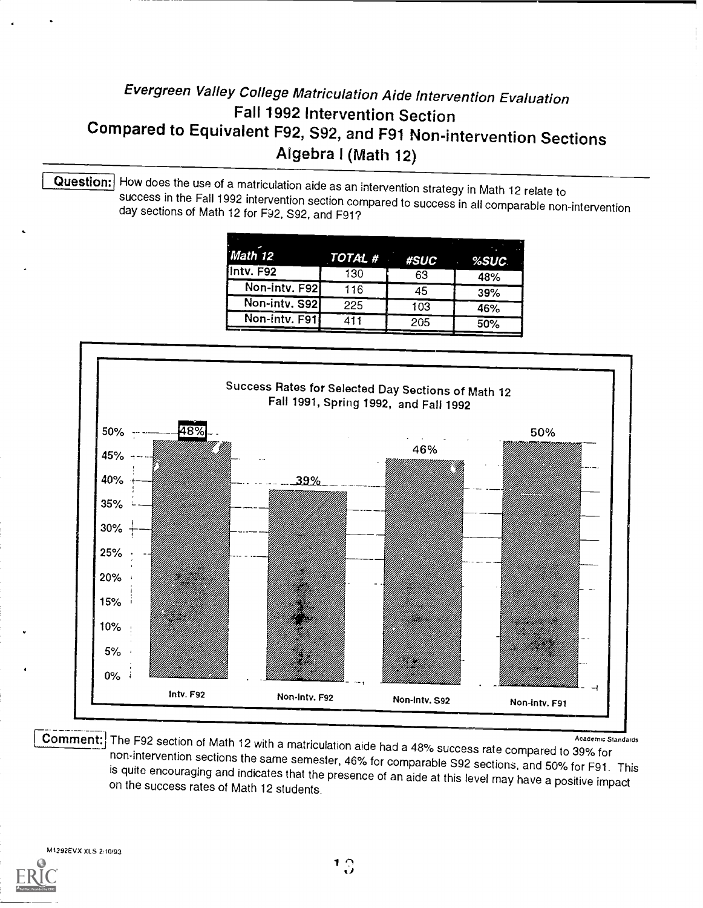*Evergreen Valley College Matriculation Aide Intervention Evaluation*

## Fall 1992 Intervention Section
## Compared to Equivalent F92, S92, and F91 Non-intervention Sections
## Algebra I (Math 12)

**Question:** How does the use of a matriculation aide as an intervention strategy in Math 12 relate to success in the Fall 1992 intervention section compared to success in all comparable non-intervention day sections of Math 12 for F92, S92, and F91?

| Math 12 | TOTAL # | #SUC | %SUC |
|---|---|---|---|
| Intv. F92 | 130 | 63 | 48% |
| Non-intv. F92 | 116 | 45 | 39% |
| Non-intv. S92 | 225 | 103 | 46% |
| Non-intv. F91 | 411 | 205 | 50% |

Success Rates for Selected Day Sections of Math 12
Fall 1991, Spring 1992, and Fall 1992

| Section | Success Rate |
|---|---|
| Intv. F92 | 48% |
| Non-intv. F92 | 39% |
| Non-intv. S92 | 46% |
| Non-intv. F91 | 50% |

Academic Standards

**Comment:** The F92 section of Math 12 with a matriculation aide had a 48% success rate compared to 39% for non-intervention sections the same semester, 46% for comparable S92 sections, and 50% for F91. This is quite encouraging and indicates that the presence of an aide at this level may have a positive impact on the success rates of Math 12 students.

M1292EVX XLS 2/10/93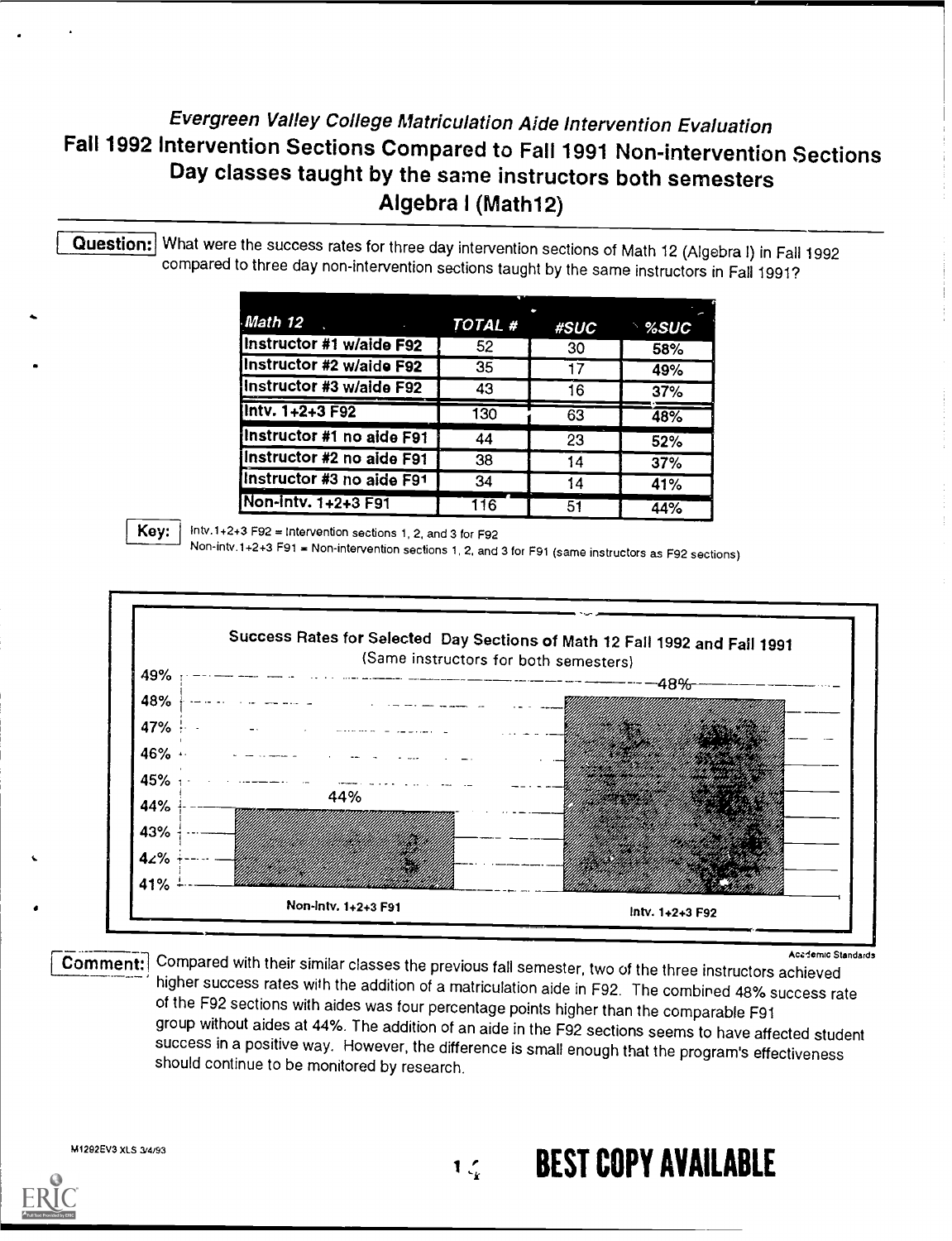# *Evergreen Valley College Matriculation Aide Intervention Evaluation*

## Fall 1992 Intervention Sections Compared to Fall 1991 Non-intervention Sections

## Day classes taught by the same instructors both semesters

## Algebra I (Math12)

**Question:** What were the success rates for three day intervention sections of Math 12 (Algebra I) in Fall 1992 compared to three day non-intervention sections taught by the same instructors in Fall 1991?

| *Math 12* | *TOTAL #* | *#SUC* | *%SUC* |
|---|---|---|---|
| Instructor #1 w/aide F92 | 52 | 30 | 58% |
| Instructor #2 w/aide F92 | 35 | 17 | 49% |
| Instructor #3 w/aide F92 | 43 | 16 | 37% |
| Intv. 1+2+3 F92 | 130 | 63 | 48% |
| Instructor #1 no aide F91 | 44 | 23 | 52% |
| Instructor #2 no aide F91 | 38 | 14 | 37% |
| Instructor #3 no aide F91 | 34 | 14 | 41% |
| Non-Intv. 1+2+3 F91 | 116 | 51 | 44% |

**Key:** Intv.1+2+3 F92 = Intervention sections 1, 2, and 3 for F92
Non-intv.1+2+3 F91 = Non-intervention sections 1, 2, and 3 for F91 (same instructors as F92 sections)

Success Rates for Selected Day Sections of Math 12 Fall 1992 and Fall 1991
(Same instructors for both semesters)

49%
48%
47%
46%
45%
44%
43%
42%
41%

44%
48%

Non-Intv. 1+2+3 F91
Intv. 1+2+3 F92

Academic Standards

**Comment:** Compared with their similar classes the previous fall semester, two of the three instructors achieved higher success rates with the addition of a matriculation aide in F92. The combined 48% success rate of the F92 sections with aides was four percentage points higher than the comparable F91 group without aides at 44%. The addition of an aide in the F92 sections seems to have affected student success in a positive way. However, the difference is small enough that the program's effectiveness should continue to be monitored by research.

M1292EV3 XLS 3/4/93

**BEST COPY AVAILABLE**